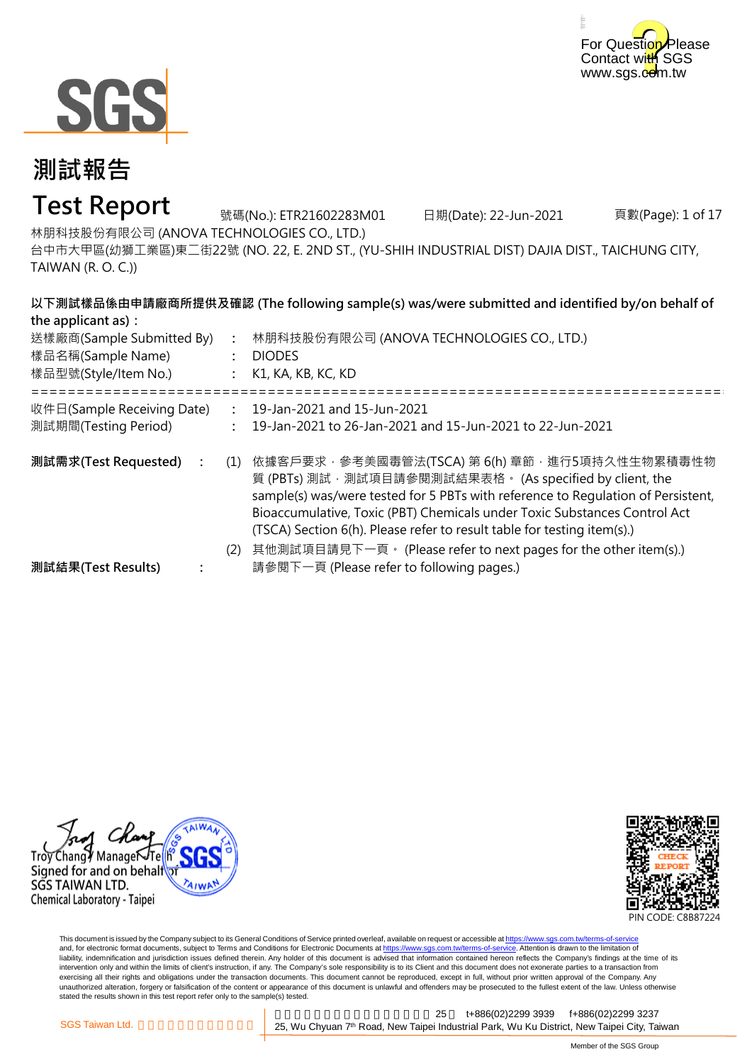# 測試報告

# Test Report

號碼(No.): ETR21602283M01　　日期(Date): 22-Jun-2021

林朋科技股份有限公司 (ANOVA TECHNOLOGIES CO., LTD.)

台中市大甲區(幼獅工業區)東二街22號 (NO. 22, E. 2ND ST., (YU-SHIH INDUSTRIAL DIST) DAJIA DIST., TAICHUNG CITY, TAIWAN (R. O. C.))

**以下測試樣品係由申請廠商所提供及確認 (The following sample(s) was/were submitted and identified by/on behalf of the applicant as)：**

送樣廠商(Sample Submitted By) ： 林朋科技股份有限公司 (ANOVA TECHNOLOGIES CO., LTD.)

樣品名稱(Sample Name) ： DIODES

樣品型號(Style/Item No.) ： K1, KA, KB, KC, KD

==========================================================================

收件日(Sample Receiving Date) ： 19-Jan-2021 and 15-Jun-2021

測試期間(Testing Period) ： 19-Jan-2021 to 26-Jan-2021 and 15-Jun-2021 to 22-Jun-2021

**測試需求(Test Requested)** ：

(1) 依據客戶要求，參考美國毒管法(TSCA) 第 6(h) 章節，進行5項持久性生物累積毒性物質 (PBTs) 測試，測試項目請參閱測試結果表格。 (As specified by client, the sample(s) was/were tested for 5 PBTs with reference to Regulation of Persistent, Bioaccumulative, Toxic (PBT) Chemicals under Toxic Substances Control Act (TSCA) Section 6(h). Please refer to result table for testing item(s).)

(2) 其他測試項目請見下一頁。 (Please refer to next pages for the other item(s).)

**測試結果(Test Results)** ： 請參閱下一頁 (Please refer to following pages.)

Troy Chang / Manager / Tech
Signed for and on behalf of
SGS TAIWAN LTD.
Chemical Laboratory - Taipei

PIN CODE: C8B87224

This document is issued by the Company subject to its General Conditions of Service printed overleaf, available on request or accessible at https://www.sgs.com.tw/terms-of-service and, for electronic format documents, subject to Terms and Conditions for Electronic Documents at https://www.sgs.com.tw/terms-of-service. Attention is drawn to the limitation of liability, indemnification and jurisdiction issues defined therein. Any holder of this document is advised that information contained hereon reflects the Company's findings at the time of its intervention only and within the limits of client's instruction, if any. The Company's sole responsibility is to its Client and this document does not exonerate parties to a transaction from exercising all their rights and obligations under the transaction documents. This document cannot be reproduced, except in full, without prior written approval of the Company. Any unauthorized alteration, forgery or falsification of the content or appearance of this document is unlawful and offenders may be prosecuted to the fullest extent of the law. Unless otherwise stated the results shown in this test report refer only to the sample(s) tested.

SGS Taiwan Ltd. | 25, Wu Chyuan 7th Road, New Taipei Industrial Park, Wu Ku District, New Taipei City, Taiwan | t+886(02)2299 3939 f+886(02)2299 3237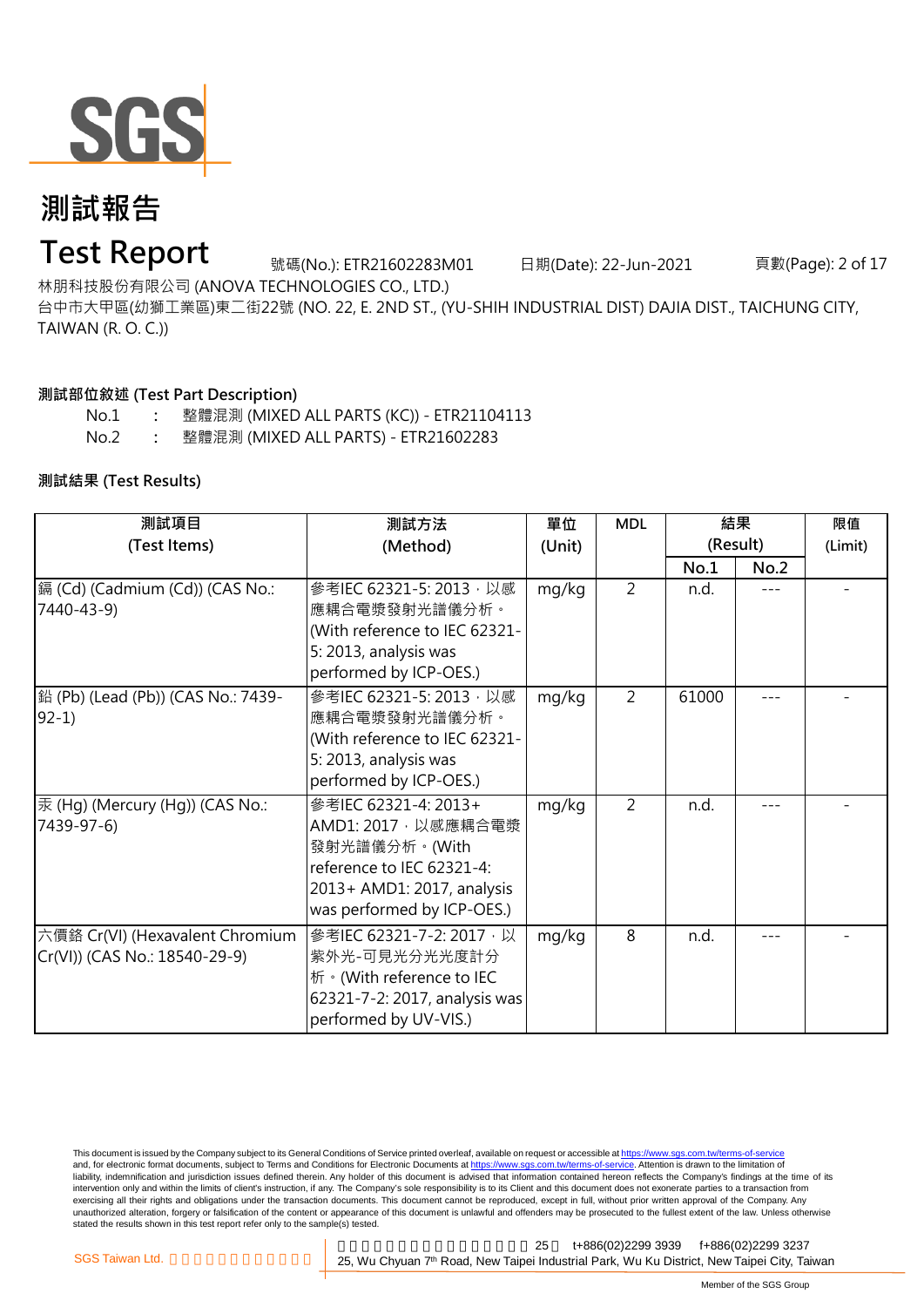# 測試報告

# Test Report

號碼(No.): ETR21602283M01　　日期(Date): 22-Jun-2021

林朋科技股份有限公司 (ANOVA TECHNOLOGIES CO., LTD.)

台中市大甲區(幼獅工業區)東二街22號 (NO. 22, E. 2ND ST., (YU-SHIH INDUSTRIAL DIST) DAJIA DIST., TAICHUNG CITY, TAIWAN (R. O. C.))

**測試部位敘述 (Test Part Description)**

No.1 : 整體混測 (MIXED ALL PARTS (KC)) - ETR21104113

No.2 : 整體混測 (MIXED ALL PARTS) - ETR21602283

**測試結果 (Test Results)**

| 測試項目 (Test Items) | 測試方法 (Method) | 單位 (Unit) | MDL | 結果 (Result) | | 限值 (Limit) |
|---|---|---|---|---|---|---|
| | | | | No.1 | No.2 | |
| 鎘 (Cd) (Cadmium (Cd)) (CAS No.: 7440-43-9) | 參考IEC 62321-5: 2013，以感應耦合電漿發射光譜儀分析。(With reference to IEC 62321-5: 2013, analysis was performed by ICP-OES.) | mg/kg | 2 | n.d. | --- | - |
| 鉛 (Pb) (Lead (Pb)) (CAS No.: 7439-92-1) | 參考IEC 62321-5: 2013，以感應耦合電漿發射光譜儀分析。(With reference to IEC 62321-5: 2013, analysis was performed by ICP-OES.) | mg/kg | 2 | 61000 | --- | - |
| 汞 (Hg) (Mercury (Hg)) (CAS No.: 7439-97-6) | 參考IEC 62321-4: 2013+ AMD1: 2017，以感應耦合電漿發射光譜儀分析。(With reference to IEC 62321-4: 2013+ AMD1: 2017, analysis was performed by ICP-OES.) | mg/kg | 2 | n.d. | --- | - |
| 六價鉻 Cr(VI) (Hexavalent Chromium Cr(VI)) (CAS No.: 18540-29-9) | 參考IEC 62321-7-2: 2017，以紫外光-可見光分光光度計分析。(With reference to IEC 62321-7-2: 2017, analysis was performed by UV-VIS.) | mg/kg | 8 | n.d. | --- | - |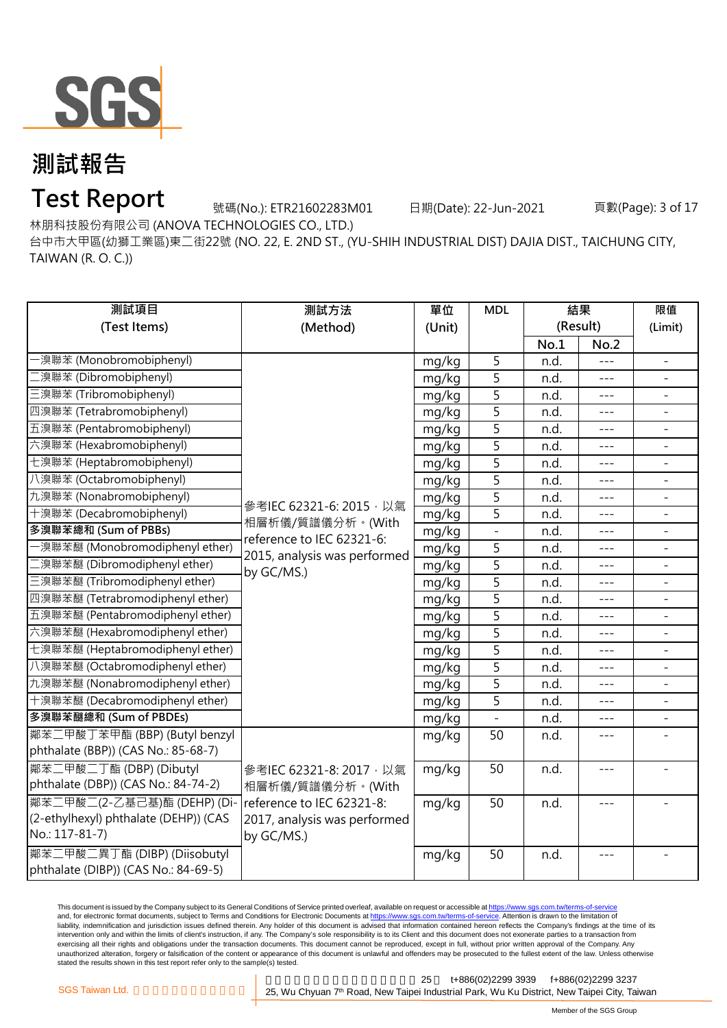# 測試報告

# Test Report

號碼(No.): ETR21602283M01　　日期(Date): 22-Jun-2021

林朋科技股份有限公司 (ANOVA TECHNOLOGIES CO., LTD.)

台中市大甲區(幼獅工業區)東二街22號 (NO. 22, E. 2ND ST., (YU-SHIH INDUSTRIAL DIST) DAJIA DIST., TAICHUNG CITY, TAIWAN (R. O. C.))

| 測試項目 (Test Items) | 測試方法 (Method) | 單位 (Unit) | MDL | 結果 (Result) | | 限值 (Limit) |
|---|---|---|---|---|---|---|
| | | | | No.1 | No.2 | |
| 一溴聯苯 (Monobromobiphenyl) | 參考IEC 62321-6: 2015，以氣相層析儀/質譜儀分析。(With reference to IEC 62321-6: 2015, analysis was performed by GC/MS.) | mg/kg | 5 | n.d. | --- | - |
| 二溴聯苯 (Dibromobiphenyl) | | mg/kg | 5 | n.d. | --- | - |
| 三溴聯苯 (Tribromobiphenyl) | | mg/kg | 5 | n.d. | --- | - |
| 四溴聯苯 (Tetrabromobiphenyl) | | mg/kg | 5 | n.d. | --- | - |
| 五溴聯苯 (Pentabromobiphenyl) | | mg/kg | 5 | n.d. | --- | - |
| 六溴聯苯 (Hexabromobiphenyl) | | mg/kg | 5 | n.d. | --- | - |
| 七溴聯苯 (Heptabromobiphenyl) | | mg/kg | 5 | n.d. | --- | - |
| 八溴聯苯 (Octabromobiphenyl) | | mg/kg | 5 | n.d. | --- | - |
| 九溴聯苯 (Nonabromobiphenyl) | | mg/kg | 5 | n.d. | --- | - |
| 十溴聯苯 (Decabromobiphenyl) | | mg/kg | 5 | n.d. | --- | - |
| **多溴聯苯總和 (Sum of PBBs)** | | mg/kg | - | n.d. | --- | - |
| 一溴聯苯醚 (Monobromodiphenyl ether) | | mg/kg | 5 | n.d. | --- | - |
| 二溴聯苯醚 (Dibromodiphenyl ether) | | mg/kg | 5 | n.d. | --- | - |
| 三溴聯苯醚 (Tribromodiphenyl ether) | | mg/kg | 5 | n.d. | --- | - |
| 四溴聯苯醚 (Tetrabromodiphenyl ether) | | mg/kg | 5 | n.d. | --- | - |
| 五溴聯苯醚 (Pentabromodiphenyl ether) | | mg/kg | 5 | n.d. | --- | - |
| 六溴聯苯醚 (Hexabromodiphenyl ether) | | mg/kg | 5 | n.d. | --- | - |
| 七溴聯苯醚 (Heptabromodiphenyl ether) | | mg/kg | 5 | n.d. | --- | - |
| 八溴聯苯醚 (Octabromodiphenyl ether) | | mg/kg | 5 | n.d. | --- | - |
| 九溴聯苯醚 (Nonabromodiphenyl ether) | | mg/kg | 5 | n.d. | --- | - |
| 十溴聯苯醚 (Decabromodiphenyl ether) | | mg/kg | 5 | n.d. | --- | - |
| **多溴聯苯醚總和 (Sum of PBDEs)** | | mg/kg | - | n.d. | --- | - |
| 鄰苯二甲酸丁苯甲酯 (BBP) (Butyl benzyl phthalate (BBP)) (CAS No.: 85-68-7) | 參考IEC 62321-8: 2017，以氣相層析儀/質譜儀分析。(With reference to IEC 62321-8: 2017, analysis was performed by GC/MS.) | mg/kg | 50 | n.d. | --- | - |
| 鄰苯二甲酸二丁酯 (DBP) (Dibutyl phthalate (DBP)) (CAS No.: 84-74-2) | | mg/kg | 50 | n.d. | --- | - |
| 鄰苯二甲酸二(2-乙基己基)酯 (DEHP) (Di-(2-ethylhexyl) phthalate (DEHP)) (CAS No.: 117-81-7) | | mg/kg | 50 | n.d. | --- | - |
| 鄰苯二甲酸二異丁酯 (DIBP) (Diisobutyl phthalate (DIBP)) (CAS No.: 84-69-5) | | mg/kg | 50 | n.d. | --- | - |

This document is issued by the Company subject to its General Conditions of Service printed overleaf, available on request or accessible at https://www.sgs.com.tw/terms-of-service and, for electronic format documents, subject to Terms and Conditions for Electronic Documents at https://www.sgs.com.tw/terms-of-service. Attention is drawn to the limitation of liability, indemnification and jurisdiction issues defined therein. Any holder of this document is advised that information contained hereon reflects the Company's findings at the time of its intervention only and within the limits of client's instruction, if any. The Company's sole responsibility is to its Client and this document does not exonerate parties to a transaction from exercising all their rights and obligations under the transaction documents. This document cannot be reproduced, except in full, without prior written approval of the Company. Any unauthorized alteration, forgery or falsification of the content or appearance of this document is unlawful and offenders may be prosecuted to the fullest extent of the law. Unless otherwise stated the results shown in this test report refer only to the sample(s) tested.

SGS Taiwan Ltd. 25, Wu Chyuan 7th Road, New Taipei Industrial Park, Wu Ku District, New Taipei City, Taiwan t+886(02)2299 3939 f+886(02)2299 3237

Member of the SGS Group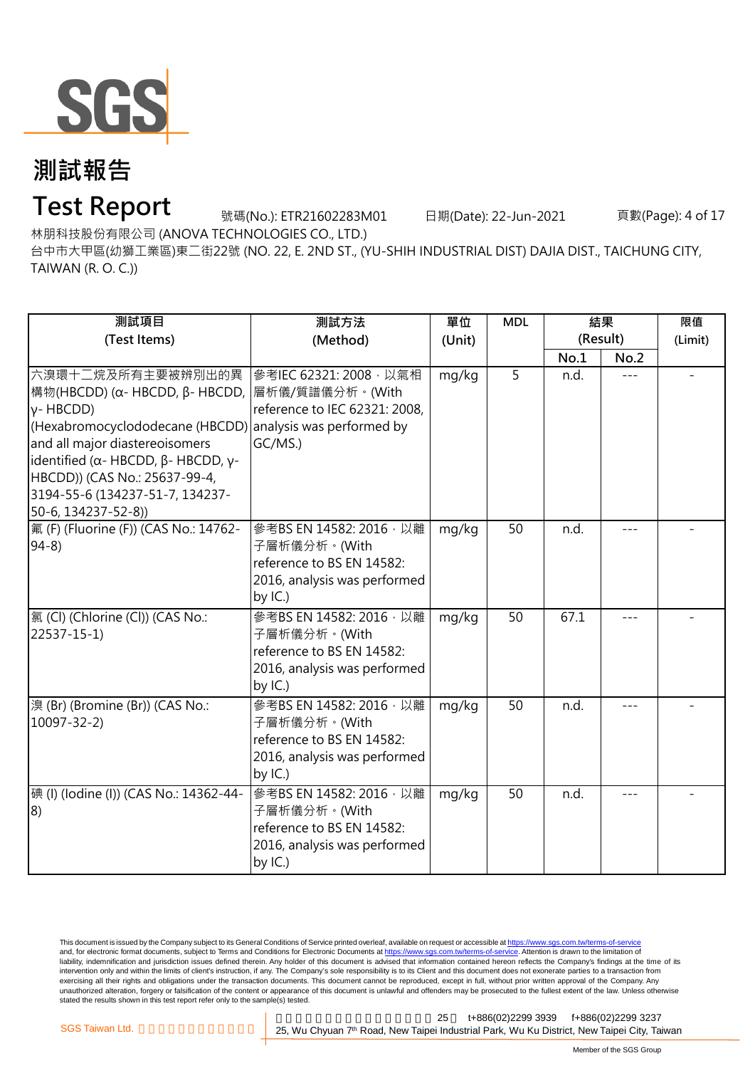# 測試報告

# Test Report

號碼(No.): ETR21602283M01 日期(Date): 22-Jun-2021

林朋科技股份有限公司 (ANOVA TECHNOLOGIES CO., LTD.)

台中市大甲區(幼獅工業區)東二街22號 (NO. 22, E. 2ND ST., (YU-SHIH INDUSTRIAL DIST) DAJIA DIST., TAICHUNG CITY, TAIWAN (R. O. C.))

| 測試項目 (Test Items) | 測試方法 (Method) | 單位 (Unit) | MDL | 結果 (Result) | | 限值 (Limit) |
|---|---|---|---|---|---|---|
| | | | | No.1 | No.2 | |
| 六溴環十二烷及所有主要被辨別出的異構物(HBCDD) (α- HBCDD, β- HBCDD, γ- HBCDD) (Hexabromocyclododecane (HBCDD) and all major diastereoisomers identified (α- HBCDD, β- HBCDD, γ- HBCDD)) (CAS No.: 25637-99-4, 3194-55-6 (134237-51-7, 134237-50-6, 134237-52-8)) | 參考IEC 62321: 2008，以氣相層析儀/質譜儀分析。(With reference to IEC 62321: 2008, analysis was performed by GC/MS.) | mg/kg | 5 | n.d. | --- | - |
| 氟 (F) (Fluorine (F)) (CAS No.: 14762-94-8) | 參考BS EN 14582: 2016，以離子層析儀分析。(With reference to BS EN 14582: 2016, analysis was performed by IC.) | mg/kg | 50 | n.d. | --- | - |
| 氯 (Cl) (Chlorine (Cl)) (CAS No.: 22537-15-1) | 參考BS EN 14582: 2016，以離子層析儀分析。(With reference to BS EN 14582: 2016, analysis was performed by IC.) | mg/kg | 50 | 67.1 | --- | - |
| 溴 (Br) (Bromine (Br)) (CAS No.: 10097-32-2) | 參考BS EN 14582: 2016，以離子層析儀分析。(With reference to BS EN 14582: 2016, analysis was performed by IC.) | mg/kg | 50 | n.d. | --- | - |
| 碘 (I) (Iodine (I)) (CAS No.: 14362-44-8) | 參考BS EN 14582: 2016，以離子層析儀分析。(With reference to BS EN 14582: 2016, analysis was performed by IC.) | mg/kg | 50 | n.d. | --- | - |

This document is issued by the Company subject to its General Conditions of Service printed overleaf, available on request or accessible at https://www.sgs.com.tw/terms-of-service and, for electronic format documents, subject to Terms and Conditions for Electronic Documents at https://www.sgs.com.tw/terms-of-service. Attention is drawn to the limitation of liability, indemnification and jurisdiction issues defined therein. Any holder of this document is advised that information contained hereon reflects the Company's findings at the time of its intervention only and within the limits of client's instruction, if any. The Company's sole responsibility is to its Client and this document does not exonerate parties to a transaction from exercising all their rights and obligations under the transaction documents. This document cannot be reproduced, except in full, without prior written approval of the Company. Any unauthorized alteration, forgery or falsification of the content or appearance of this document is unlawful and offenders may be prosecuted to the fullest extent of the law. Unless otherwise stated the results shown in this test report refer only to the sample(s) tested.

SGS Taiwan Ltd. 25, Wu Chyuan 7th Road, New Taipei Industrial Park, Wu Ku District, New Taipei City, Taiwan t+886(02)2299 3939 f+886(02)2299 3237

Member of the SGS Group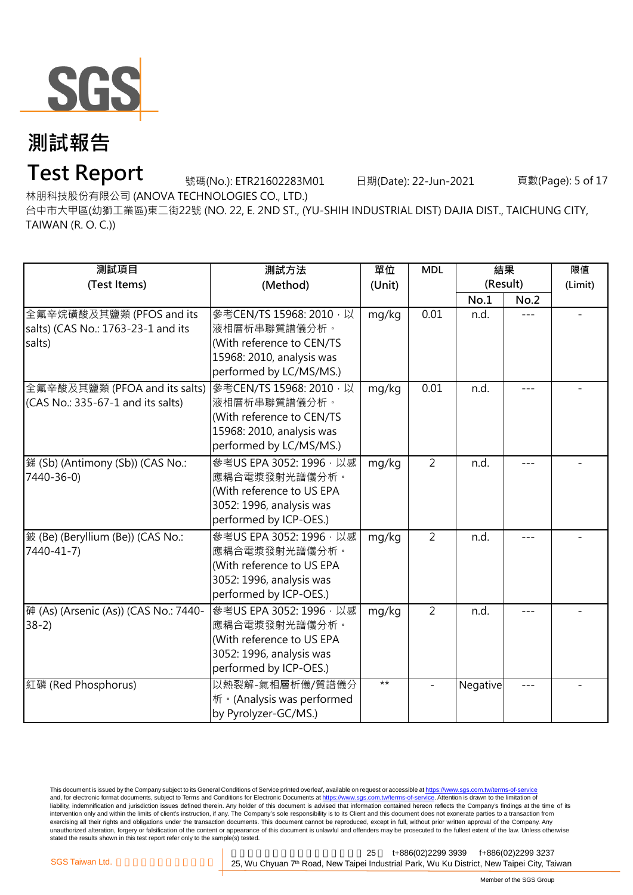# 測試報告

# Test Report

號碼(No.): ETR21602283M01　　日期(Date): 22-Jun-2021

林朋科技股份有限公司 (ANOVA TECHNOLOGIES CO., LTD.)

台中市大甲區(幼獅工業區)東二街22號 (NO. 22, E. 2ND ST., (YU-SHIH INDUSTRIAL DIST) DAJIA DIST., TAICHUNG CITY, TAIWAN (R. O. C.))

| 測試項目 (Test Items) | 測試方法 (Method) | 單位 (Unit) | MDL | 結果 (Result) | | 限值 (Limit) |
|---|---|---|---|---|---|---|
| | | | | No.1 | No.2 | |
| 全氟辛烷磺酸及其鹽類 (PFOS and its salts) (CAS No.: 1763-23-1 and its salts) | 參考CEN/TS 15968: 2010，以液相層析串聯質譜儀分析。(With reference to CEN/TS 15968: 2010, analysis was performed by LC/MS/MS.) | mg/kg | 0.01 | n.d. | --- | - |
| 全氟辛酸及其鹽類 (PFOA and its salts) (CAS No.: 335-67-1 and its salts) | 參考CEN/TS 15968: 2010，以液相層析串聯質譜儀分析。(With reference to CEN/TS 15968: 2010, analysis was performed by LC/MS/MS.) | mg/kg | 0.01 | n.d. | --- | - |
| 銻 (Sb) (Antimony (Sb)) (CAS No.: 7440-36-0) | 參考US EPA 3052: 1996，以感應耦合電漿發射光譜儀分析。(With reference to US EPA 3052: 1996, analysis was performed by ICP-OES.) | mg/kg | 2 | n.d. | --- | - |
| 鈹 (Be) (Beryllium (Be)) (CAS No.: 7440-41-7) | 參考US EPA 3052: 1996，以感應耦合電漿發射光譜儀分析。(With reference to US EPA 3052: 1996, analysis was performed by ICP-OES.) | mg/kg | 2 | n.d. | --- | - |
| 砷 (As) (Arsenic (As)) (CAS No.: 7440-38-2) | 參考US EPA 3052: 1996，以感應耦合電漿發射光譜儀分析。(With reference to US EPA 3052: 1996, analysis was performed by ICP-OES.) | mg/kg | 2 | n.d. | --- | - |
| 紅磷 (Red Phosphorus) | 以熱裂解-氣相層析儀/質譜儀分析。(Analysis was performed by Pyrolyzer-GC/MS.) | ** | - | Negative | --- | - |

This document is issued by the Company subject to its General Conditions of Service printed overleaf, available on request or accessible at https://www.sgs.com.tw/terms-of-service and, for electronic format documents, subject to Terms and Conditions for Electronic Documents at https://www.sgs.com.tw/terms-of-service. Attention is drawn to the limitation of liability, indemnification and jurisdiction issues defined therein. Any holder of this document is advised that information contained hereon reflects the Company's findings at the time of its intervention only and within the limits of client's instruction, if any. The Company's sole responsibility is to its Client and this document does not exonerate parties to a transaction from exercising all their rights and obligations under the transaction documents. This document cannot be reproduced, except in full, without prior written approval of the Company. Any unauthorized alteration, forgery or falsification of the content or appearance of this document is unlawful and offenders may be prosecuted to the fullest extent of the law. Unless otherwise stated the results shown in this test report refer only to the sample(s) tested.

SGS Taiwan Ltd. | 25, Wu Chyuan 7th Road, New Taipei Industrial Park, Wu Ku District, New Taipei City, Taiwan | t+886(02)2299 3939 | f+886(02)2299 3237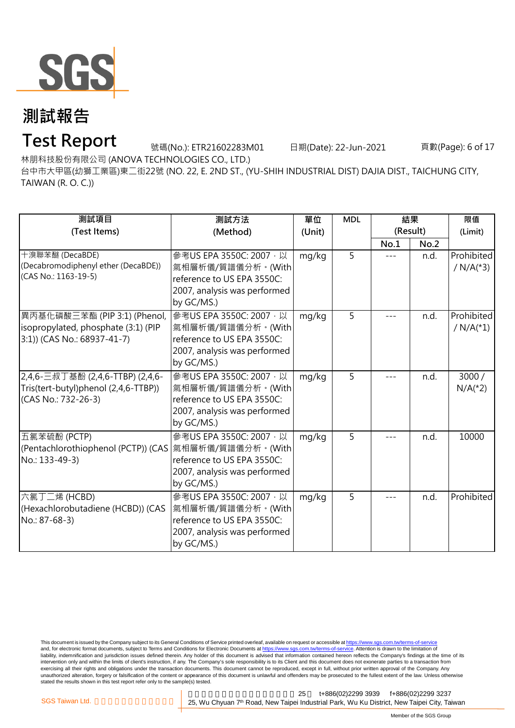# 測試報告

# Test Report

號碼(No.): ETR21602283M01　　日期(Date): 22-Jun-2021

林朋科技股份有限公司 (ANOVA TECHNOLOGIES CO., LTD.)

台中市大甲區(幼獅工業區)東二街22號 (NO. 22, E. 2ND ST., (YU-SHIH INDUSTRIAL DIST) DAJIA DIST., TAICHUNG CITY, TAIWAN (R. O. C.))

| 測試項目 (Test Items) | 測試方法 (Method) | 單位 (Unit) | MDL | 結果 (Result) | | 限值 (Limit) |
|---|---|---|---|---|---|---|
| | | | | No.1 | No.2 | |
| 十溴聯苯醚 (DecaBDE) (Decabromodiphenyl ether (DecaBDE)) (CAS No.: 1163-19-5) | 參考US EPA 3550C: 2007，以氣相層析儀/質譜儀分析。(With reference to US EPA 3550C: 2007, analysis was performed by GC/MS.) | mg/kg | 5 | --- | n.d. | Prohibited / N/A(*3) |
| 異丙基化磷酸三苯酯 (PIP 3:1) (Phenol, isopropylated, phosphate (3:1) (PIP 3:1)) (CAS No.: 68937-41-7) | 參考US EPA 3550C: 2007，以氣相層析儀/質譜儀分析。(With reference to US EPA 3550C: 2007, analysis was performed by GC/MS.) | mg/kg | 5 | --- | n.d. | Prohibited / N/A(*1) |
| 2,4,6-三叔丁基酚 (2,4,6-TTBP) (2,4,6-Tris(tert-butyl)phenol (2,4,6-TTBP)) (CAS No.: 732-26-3) | 參考US EPA 3550C: 2007，以氣相層析儀/質譜儀分析。(With reference to US EPA 3550C: 2007, analysis was performed by GC/MS.) | mg/kg | 5 | --- | n.d. | 3000 / N/A(*2) |
| 五氯苯硫酚 (PCTP) (Pentachlorothiophenol (PCTP)) (CAS No.: 133-49-3) | 參考US EPA 3550C: 2007，以氣相層析儀/質譜儀分析。(With reference to US EPA 3550C: 2007, analysis was performed by GC/MS.) | mg/kg | 5 | --- | n.d. | 10000 |
| 六氯丁二烯 (HCBD) (Hexachlorobutadiene (HCBD)) (CAS No.: 87-68-3) | 參考US EPA 3550C: 2007，以氣相層析儀/質譜儀分析。(With reference to US EPA 3550C: 2007, analysis was performed by GC/MS.) | mg/kg | 5 | --- | n.d. | Prohibited |

This document is issued by the Company subject to its General Conditions of Service printed overleaf, available on request or accessible at https://www.sgs.com.tw/terms-of-service and, for electronic format documents, subject to Terms and Conditions for Electronic Documents at https://www.sgs.com.tw/terms-of-service. Attention is drawn to the limitation of liability, indemnification and jurisdiction issues defined therein. Any holder of this document is advised that information contained hereon reflects the Company's findings at the time of its intervention only and within the limits of client's instruction, if any. The Company's sole responsibility is to its Client and this document does not exonerate parties to a transaction from exercising all their rights and obligations under the transaction documents. This document cannot be reproduced, except in full, without prior written approval of the Company. Any unauthorized alteration, forgery or falsification of the content or appearance of this document is unlawful and offenders may be prosecuted to the fullest extent of the law. Unless otherwise stated the results shown in this test report refer only to the sample(s) tested.

SGS Taiwan Ltd. | 25 t+886(02)2299 3939 f+886(02)2299 3237 | 25, Wu Chyuan 7th Road, New Taipei Industrial Park, Wu Ku District, New Taipei City, Taiwan

Member of the SGS Group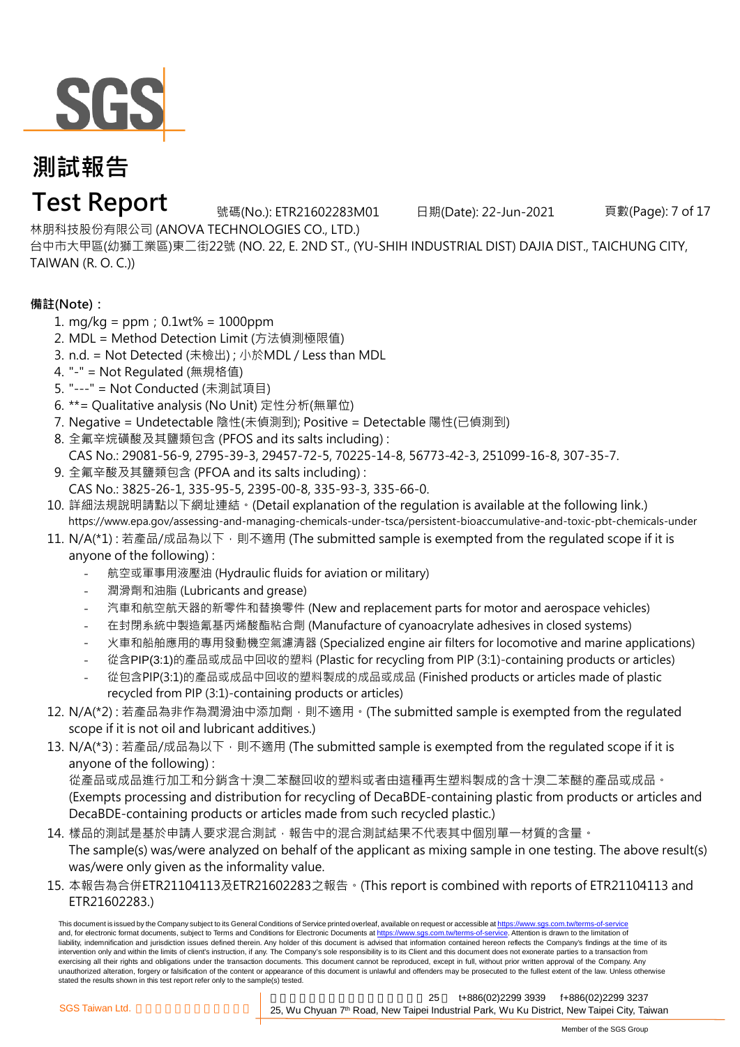# 測試報告

# Test Report

號碼(No.): ETR21602283M01　　日期(Date): 22-Jun-2021

林朋科技股份有限公司 (ANOVA TECHNOLOGIES CO., LTD.)

台中市大甲區(幼獅工業區)東二街22號 (NO. 22, E. 2ND ST., (YU-SHIH INDUSTRIAL DIST) DAJIA DIST., TAICHUNG CITY, TAIWAN (R. O. C.))

**備註(Note)：**

1. mg/kg = ppm；0.1wt% = 1000ppm
2. MDL = Method Detection Limit (方法偵測極限值)
3. n.d. = Not Detected (未檢出)；小於MDL / Less than MDL
4. "-" = Not Regulated (無規格值)
5. "---" = Not Conducted (未測試項目)
6. **= Qualitative analysis (No Unit) 定性分析(無單位)
7. Negative = Undetectable 陰性(未偵測到); Positive = Detectable 陽性(已偵測到)
8. 全氟辛烷磺酸及其鹽類包含 (PFOS and its salts including) :
   CAS No.: 29081-56-9, 2795-39-3, 29457-72-5, 70225-14-8, 56773-42-3, 251099-16-8, 307-35-7.
9. 全氟辛酸及其鹽類包含 (PFOA and its salts including) :
   CAS No.: 3825-26-1, 335-95-5, 2395-00-8, 335-93-3, 335-66-0.
10. 詳細法規說明請點以下網址連結。(Detail explanation of the regulation is available at the following link.)
    https://www.epa.gov/assessing-and-managing-chemicals-under-tsca/persistent-bioaccumulative-and-toxic-pbt-chemicals-under
11. N/A(*1) : 若產品/成品為以下，則不適用 (The submitted sample is exempted from the regulated scope if it is anyone of the following) :
    - 航空或軍事用液壓油 (Hydraulic fluids for aviation or military)
    - 潤滑劑和油脂 (Lubricants and grease)
    - 汽車和航空航天器的新零件和替換零件 (New and replacement parts for motor and aerospace vehicles)
    - 在封閉系統中製造氰基丙烯酸酯粘合劑 (Manufacture of cyanoacrylate adhesives in closed systems)
    - 火車和船舶應用的專用發動機空氣濾清器 (Specialized engine air filters for locomotive and marine applications)
    - 從含PIP(3:1)的產品或成品中回收的塑料 (Plastic for recycling from PIP (3:1)-containing products or articles)
    - 從包含PIP(3:1)的產品或成品中回收的塑料製成的成品或成品 (Finished products or articles made of plastic recycled from PIP (3:1)-containing products or articles)
12. N/A(*2) : 若產品為非作為潤滑油中添加劑，則不適用。(The submitted sample is exempted from the regulated scope if it is not oil and lubricant additives.)
13. N/A(*3) : 若產品/成品為以下，則不適用 (The submitted sample is exempted from the regulated scope if it is anyone of the following) :
    從產品或成品進行加工和分銷含十溴二苯醚回收的塑料或者由這種再生塑料製成的含十溴二苯醚的產品或成品。
    (Exempts processing and distribution for recycling of DecaBDE-containing plastic from products or articles and DecaBDE-containing products or articles made from such recycled plastic.)
14. 樣品的測試是基於申請人要求混合測試，報告中的混合測試結果不代表其中個別單一材質的含量。
    The sample(s) was/were analyzed on behalf of the applicant as mixing sample in one testing. The above result(s) was/were only given as the informality value.
15. 本報告為合併ETR21104113及ETR21602283之報告。(This report is combined with reports of ETR21104113 and ETR21602283.)

This document is issued by the Company subject to its General Conditions of Service printed overleaf, available on request or accessible at https://www.sgs.com.tw/terms-of-service and, for electronic format documents, subject to Terms and Conditions for Electronic Documents at https://www.sgs.com.tw/terms-of-service. Attention is drawn to the limitation of liability, indemnification and jurisdiction issues defined therein. Any holder of this document is advised that information contained hereon reflects the Company's findings at the time of its intervention only and within the limits of client's instruction, if any. The Company's sole responsibility is to its Client and this document does not exonerate parties to a transaction from exercising all their rights and obligations under the transaction documents. This document cannot be reproduced, except in full, without prior written approval of the Company. Any unauthorized alteration, forgery or falsification of the content or appearance of this document is unlawful and offenders may be prosecuted to the fullest extent of the law. Unless otherwise stated the results shown in this test report refer only to the sample(s) tested.

SGS Taiwan Ltd. | 25, Wu Chyuan 7th Road, New Taipei Industrial Park, Wu Ku District, New Taipei City, Taiwan | t+886(02)2299 3939 f+886(02)2299 3237

Member of the SGS Group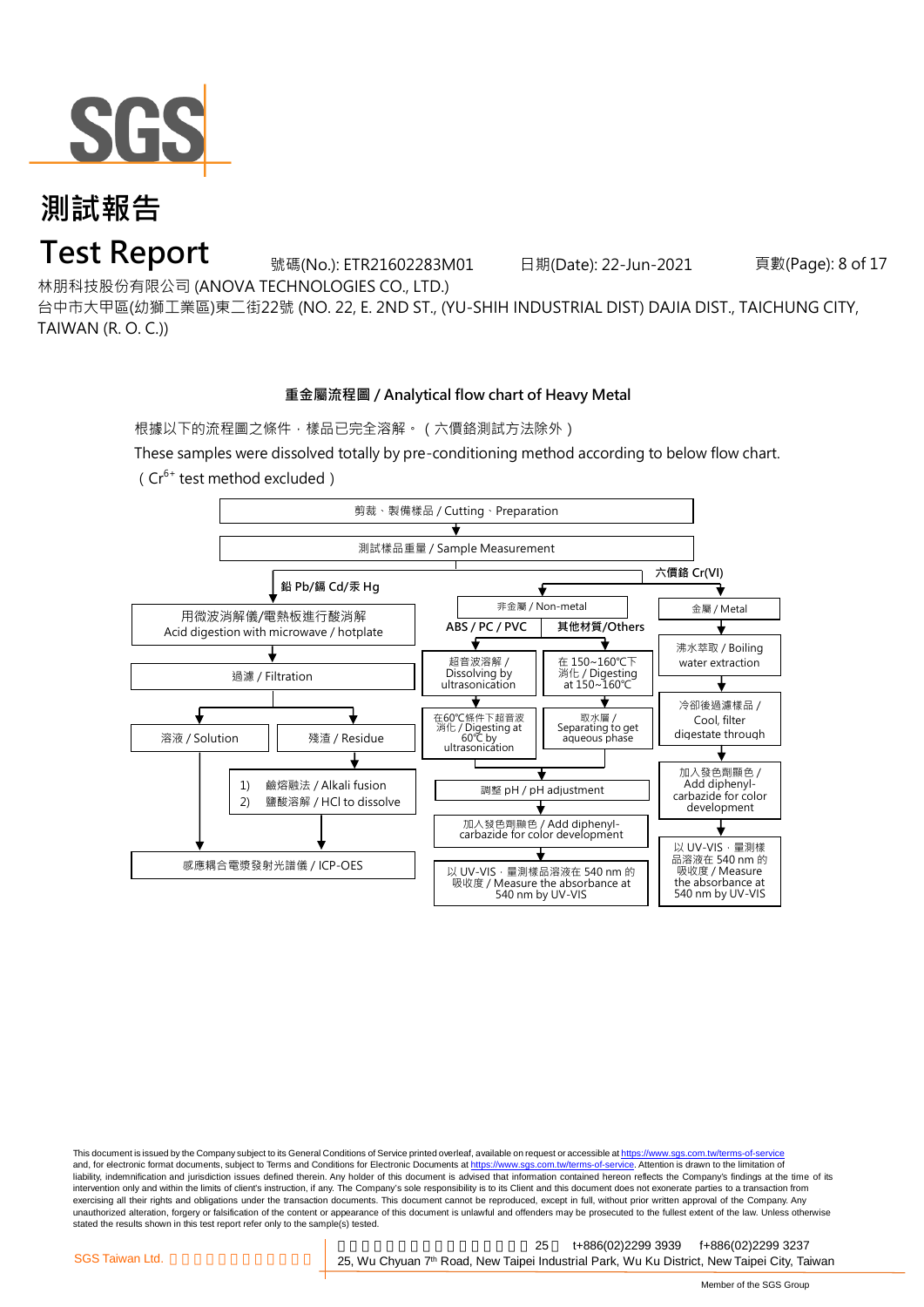# 測試報告

# Test Report

號碼(No.): ETR21602283M01　　日期(Date): 22-Jun-2021

林朋科技股份有限公司 (ANOVA TECHNOLOGIES CO., LTD.)

台中市大甲區(幼獅工業區)東二街22號 (NO. 22, E. 2ND ST., (YU-SHIH INDUSTRIAL DIST) DAJIA DIST., TAICHUNG CITY, TAIWAN (R. O. C.))

## 重金屬流程圖 / Analytical flow chart of Heavy Metal

根據以下的流程圖之條件，樣品已完全溶解。（六價鉻測試方法除外）

These samples were dissolved totally by pre-conditioning method according to below flow chart.
（$Cr^{6+}$ test method excluded）

剪裁、製備樣品 / Cutting、Preparation
↓
測試樣品重量 / Sample Measurement

**鉛 Pb/鎘 Cd/汞 Hg**
- 用微波消解儀/電熱板進行酸消解 / Acid digestion with microwave / hotplate
- ↓ 過濾 / Filtration
- ↓ 溶液 / Solution → 感應耦合電漿發射光譜儀 / ICP-OES
- ↓ 殘渣 / Residue → 1) 鹼熔融法 / Alkali fusion 2) 鹽酸溶解 / HCl to dissolve → 感應耦合電漿發射光譜儀 / ICP-OES

**六價鉻 Cr(VI)**
- 非金屬 / Non-metal
  - ABS / PC / PVC: 超音波溶解 / Dissolving by ultrasonication → 在60℃條件下超音波消化 / Digesting at 60℃ by ultrasonication
  - 其他材質/Others: 在 150~160℃下消化 / Digesting at 150~160℃ → 取水層 / Separating to get aqueous phase
  - → 調整 pH / pH adjustment → 加入發色劑顯色 / Add diphenyl-carbazide for color development → 以 UV-VIS，量測樣品溶液在 540 nm 的吸收度 / Measure the absorbance at 540 nm by UV-VIS
- 金屬 / Metal
  - 沸水萃取 / Boiling water extraction → 冷卻後過濾樣品 / Cool, filter digestate through → 加入發色劑顯色 / Add diphenyl-carbazide for color development → 以 UV-VIS，量測樣品溶液在 540 nm 的吸收度 / Measure the absorbance at 540 nm by UV-VIS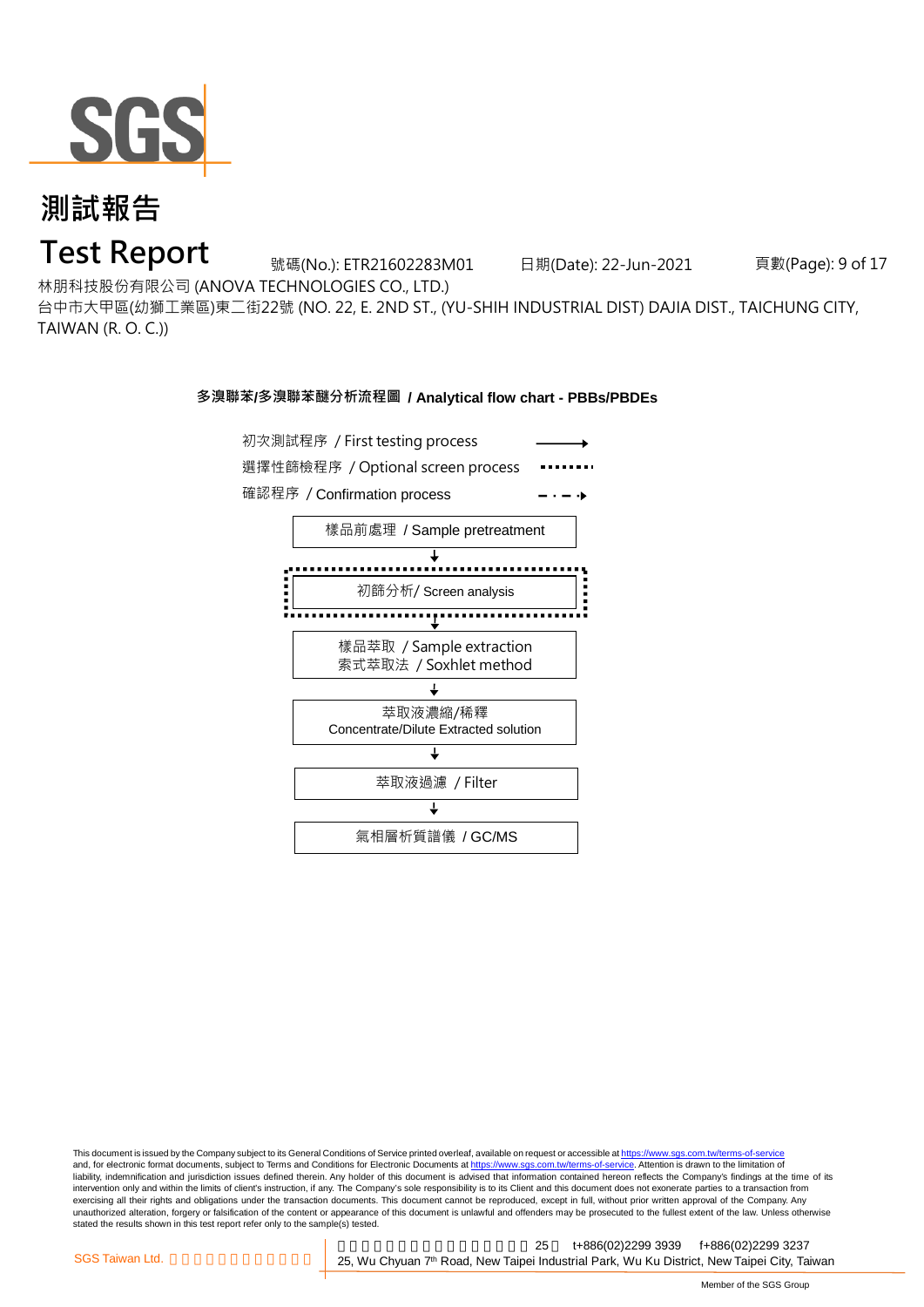# 測試報告

# Test Report

號碼(No.): ETR21602283M01　　日期(Date): 22-Jun-2021

林朋科技股份有限公司 (ANOVA TECHNOLOGIES CO., LTD.)

台中市大甲區(幼獅工業區)東二街22號 (NO. 22, E. 2ND ST., (YU-SHIH INDUSTRIAL DIST) DAJIA DIST., TAICHUNG CITY, TAIWAN (R. O. C.))

## 多溴聯苯/多溴聯苯醚分析流程圖 / Analytical flow chart - PBBs/PBDEs

- 初次測試程序 / First testing process (solid arrow)
- 選擇性篩檢程序 / Optional screen process (dotted line)
- 確認程序 / Confirmation process (dash-dot arrow)

1. 樣品前處理 / Sample pretreatment
2. 初篩分析/ Screen analysis (optional)
3. 樣品萃取 / Sample extraction
   索式萃取法 / Soxhlet method
4. 萃取液濃縮/稀釋
   Concentrate/Dilute Extracted solution
5. 萃取液過濾 / Filter
6. 氣相層析質譜儀 / GC/MS

This document is issued by the Company subject to its General Conditions of Service printed overleaf, available on request or accessible at https://www.sgs.com.tw/terms-of-service and, for electronic format documents, subject to Terms and Conditions for Electronic Documents at https://www.sgs.com.tw/terms-of-service. Attention is drawn to the limitation of liability, indemnification and jurisdiction issues defined therein. Any holder of this document is advised that information contained hereon reflects the Company's findings at the time of its intervention only and within the limits of client's instruction, if any. The Company's sole responsibility is to its Client and this document does not exonerate parties to a transaction from exercising all their rights and obligations under the transaction documents. This document cannot be reproduced, except in full, without prior written approval of the Company. Any unauthorized alteration, forgery or falsification of the content or appearance of this document is unlawful and offenders may be prosecuted to the fullest extent of the law. Unless otherwise stated the results shown in this test report refer only to the sample(s) tested.

SGS Taiwan Ltd. | 25, Wu Chyuan 7th Road, New Taipei Industrial Park, Wu Ku District, New Taipei City, Taiwan | t+886(02)2299 3939 f+886(02)2299 3237

Member of the SGS Group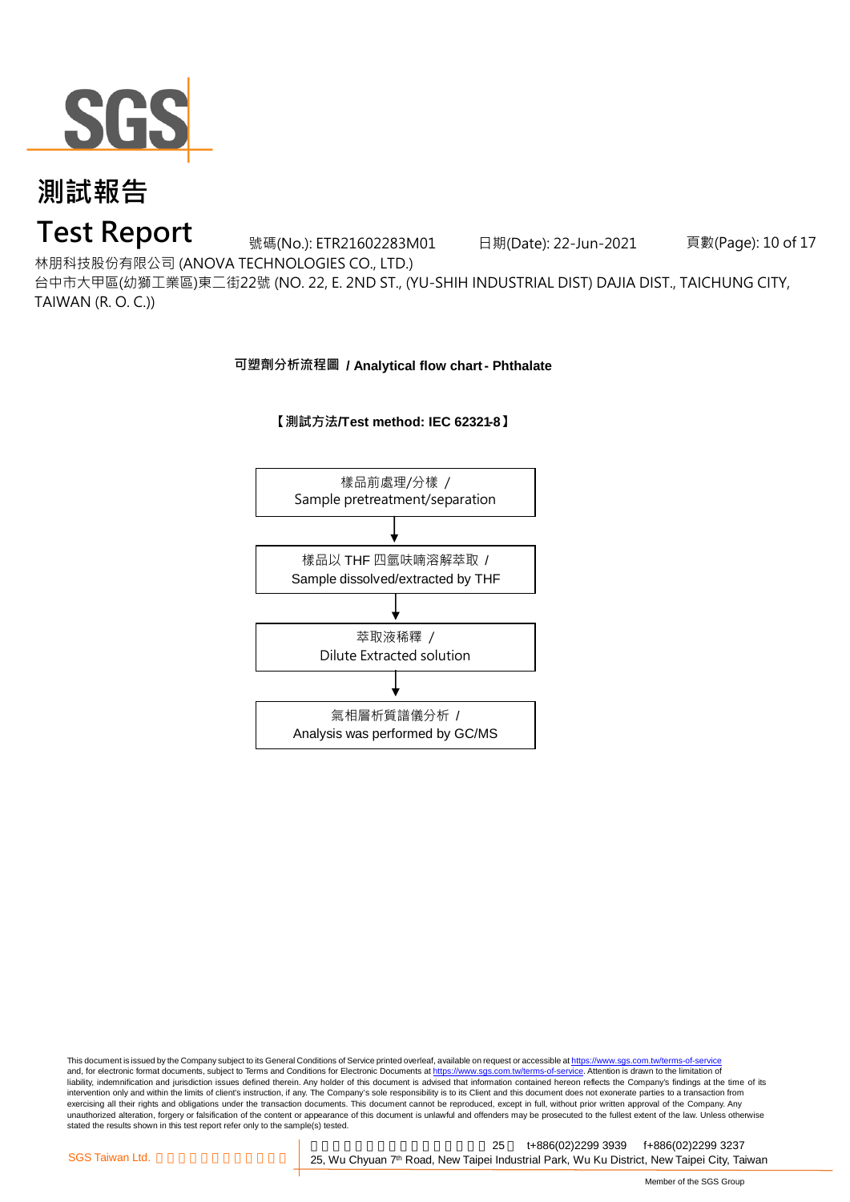# 測試報告

# Test Report

號碼(No.): ETR21602283M01　　日期(Date): 22-Jun-2021

林朋科技股份有限公司 (ANOVA TECHNOLOGIES CO., LTD.)

台中市大甲區(幼獅工業區)東二街22號 (NO. 22, E. 2ND ST., (YU-SHIH INDUSTRIAL DIST) DAJIA DIST., TAICHUNG CITY, TAIWAN (R. O. C.))

## 可塑劑分析流程圖 / Analytical flow chart - Phthalate

**【測試方法/Test method: IEC 62321-8】**

樣品前處理/分樣 /
Sample pretreatment/separation

↓

樣品以 THF 四氫呋喃溶解萃取 /
Sample dissolved/extracted by THF

↓

萃取液稀釋 /
Dilute Extracted solution

↓

氣相層析質譜儀分析 /
Analysis was performed by GC/MS

This document is issued by the Company subject to its General Conditions of Service printed overleaf, available on request or accessible at https://www.sgs.com.tw/terms-of-service and, for electronic format documents, subject to Terms and Conditions for Electronic Documents at https://www.sgs.com.tw/terms-of-service. Attention is drawn to the limitation of liability, indemnification and jurisdiction issues defined therein. Any holder of this document is advised that information contained hereon reflects the Company's findings at the time of its intervention only and within the limits of client's instruction, if any. The Company's sole responsibility is to its Client and this document does not exonerate parties to a transaction from exercising all their rights and obligations under the transaction documents. This document cannot be reproduced, except in full, without prior written approval of the Company. Any unauthorized alteration, forgery or falsification of the content or appearance of this document is unlawful and offenders may be prosecuted to the fullest extent of the law. Unless otherwise stated the results shown in this test report refer only to the sample(s) tested.

SGS Taiwan Ltd.　25　t+886(02)2299 3939　f+886(02)2299 3237
25, Wu Chyuan 7th Road, New Taipei Industrial Park, Wu Ku District, New Taipei City, Taiwan

Member of the SGS Group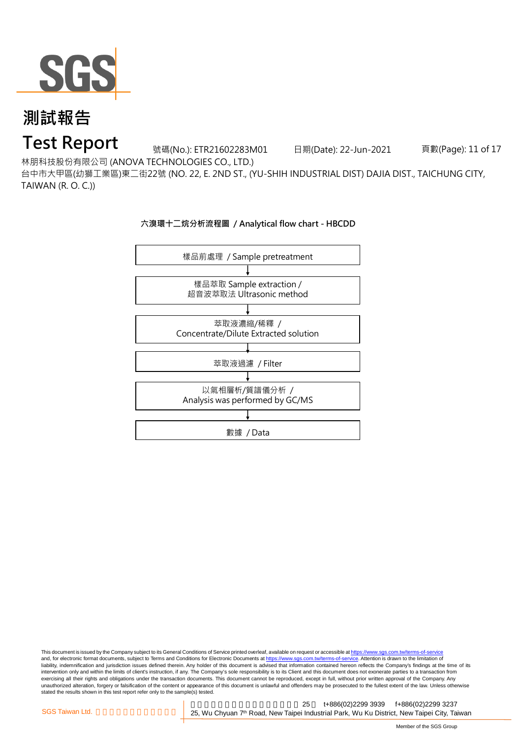# 測試報告
# Test Report

號碼(No.): ETR21602283M01　日期(Date): 22-Jun-2021

林朋科技股份有限公司 (ANOVA TECHNOLOGIES CO., LTD.)

台中市大甲區(幼獅工業區)東二街22號 (NO. 22, E. 2ND ST., (YU-SHIH INDUSTRIAL DIST) DAJIA DIST., TAICHUNG CITY, TAIWAN (R. O. C.))

**六溴環十二烷分析流程圖 / Analytical flow chart - HBCDD**

樣品前處理 / Sample pretreatment

↓

樣品萃取 Sample extraction /
超音波萃取法 Ultrasonic method

↓

萃取液濃縮/稀釋 /
Concentrate/Dilute Extracted solution

↓

萃取液過濾 / Filter

↓

以氣相層析/質譜儀分析 /
Analysis was performed by GC/MS

↓

數據 / Data

This document is issued by the Company subject to its General Conditions of Service printed overleaf, available on request or accessible at https://www.sgs.com.tw/terms-of-service and, for electronic format documents, subject to Terms and Conditions for Electronic Documents at https://www.sgs.com.tw/terms-of-service. Attention is drawn to the limitation of liability, indemnification and jurisdiction issues defined therein. Any holder of this document is advised that information contained hereon reflects the Company's findings at the time of its intervention only and within the limits of client's instruction, if any. The Company's sole responsibility is to its Client and this document does not exonerate parties to a transaction from exercising all their rights and obligations under the transaction documents. This document cannot be reproduced, except in full, without prior written approval of the Company. Any unauthorized alteration, forgery or falsification of the content or appearance of this document is unlawful and offenders may be prosecuted to the fullest extent of the law. Unless otherwise stated the results shown in this test report refer only to the sample(s) tested.

SGS Taiwan Ltd. | 25, Wu Chyuan 7th Road, New Taipei Industrial Park, Wu Ku District, New Taipei City, Taiwan | t+886(02)2299 3939 | f+886(02)2299 3237

Member of the SGS Group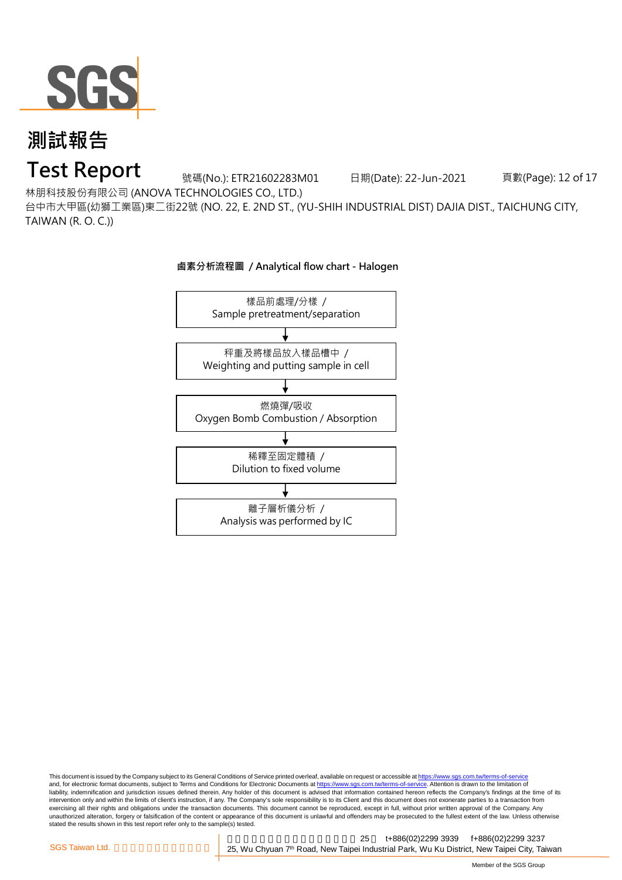# 測試報告

# Test Report

號碼(No.): ETR21602283M01 日期(Date): 22-Jun-2021

林朋科技股份有限公司 (ANOVA TECHNOLOGIES CO., LTD.)

台中市大甲區(幼獅工業區)東二街22號 (NO. 22, E. 2ND ST., (YU-SHIH INDUSTRIAL DIST) DAJIA DIST., TAICHUNG CITY, TAIWAN (R. O. C.))

**鹵素分析流程圖 / Analytical flow chart - Halogen**

樣品前處理/分樣 /
Sample pretreatment/separation

↓

秤重及將樣品放入樣品槽中 /
Weighting and putting sample in cell

↓

燃燒彈/吸收
Oxygen Bomb Combustion / Absorption

↓

稀釋至固定體積 /
Dilution to fixed volume

↓

離子層析儀分析 /
Analysis was performed by IC

This document is issued by the Company subject to its General Conditions of Service printed overleaf, available on request or accessible at https://www.sgs.com.tw/terms-of-service and, for electronic format documents, subject to Terms and Conditions for Electronic Documents at https://www.sgs.com.tw/terms-of-service. Attention is drawn to the limitation of liability, indemnification and jurisdiction issues defined therein. Any holder of this document is advised that information contained hereon reflects the Company's findings at the time of its intervention only and within the limits of client's instruction, if any. The Company's sole responsibility is to its Client and this document does not exonerate parties to a transaction from exercising all their rights and obligations under the transaction documents. This document cannot be reproduced, except in full, without prior written approval of the Company. Any unauthorized alteration, forgery or falsification of the content or appearance of this document is unlawful and offenders may be prosecuted to the fullest extent of the law. Unless otherwise stated the results shown in this test report refer only to the sample(s) tested.

SGS Taiwan Ltd. 25 t+886(02)2299 3939 f+886(02)2299 3237
25, Wu Chyuan 7th Road, New Taipei Industrial Park, Wu Ku District, New Taipei City, Taiwan

Member of the SGS Group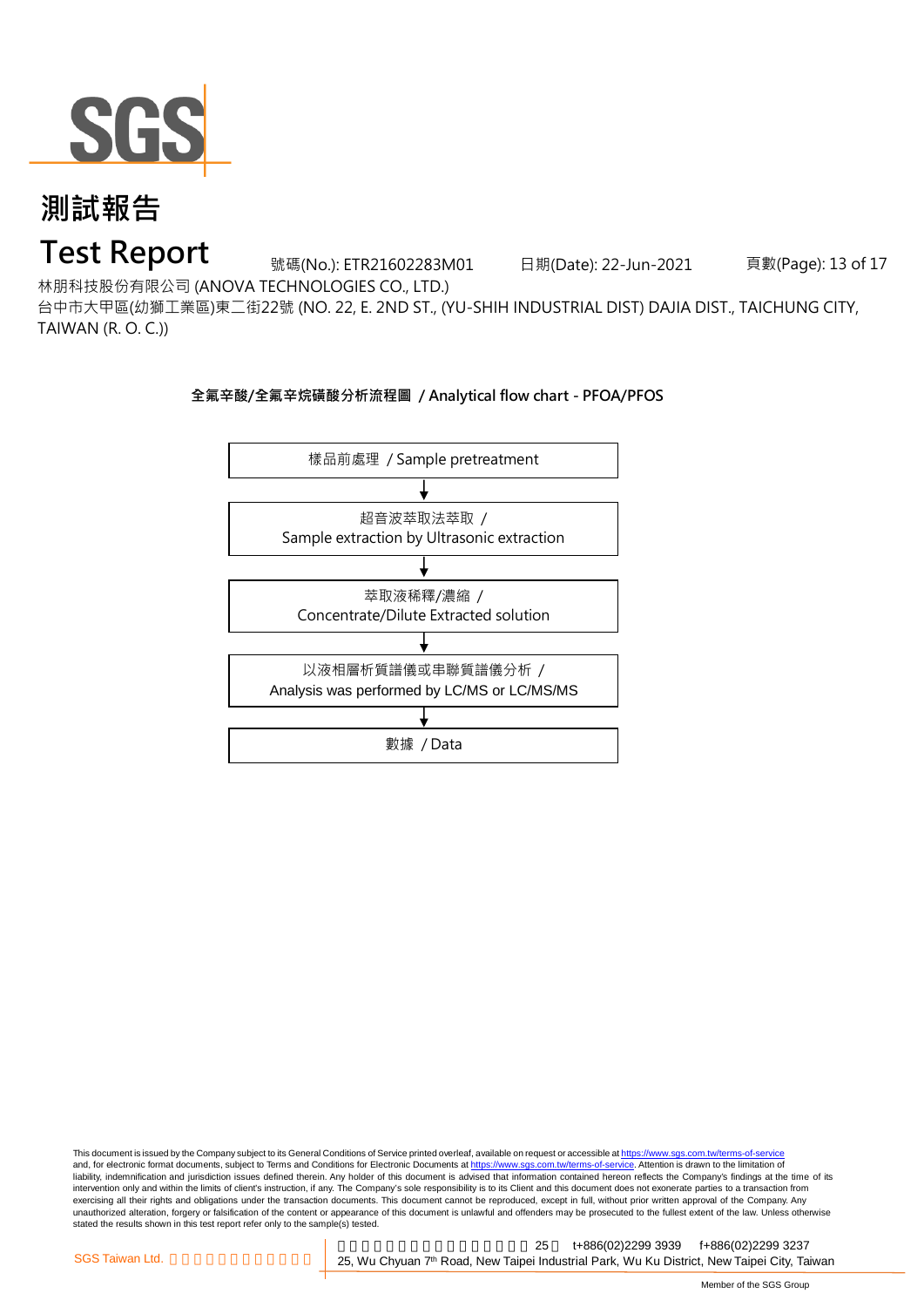# 測試報告

# Test Report

號碼(No.): ETR21602283M01　　日期(Date): 22-Jun-2021

林朋科技股份有限公司 (ANOVA TECHNOLOGIES CO., LTD.)

台中市大甲區(幼獅工業區)東二街22號 (NO. 22, E. 2ND ST., (YU-SHIH INDUSTRIAL DIST) DAJIA DIST., TAICHUNG CITY, TAIWAN (R. O. C.))

**全氟辛酸/全氟辛烷磺酸分析流程圖 / Analytical flow chart - PFOA/PFOS**

樣品前處理 / Sample pretreatment

↓

超音波萃取法萃取 /
Sample extraction by Ultrasonic extraction

↓

萃取液稀釋/濃縮 /
Concentrate/Dilute Extracted solution

↓

以液相層析質譜儀或串聯質譜儀分析 /
Analysis was performed by LC/MS or LC/MS/MS

↓

數據 / Data

This document is issued by the Company subject to its General Conditions of Service printed overleaf, available on request or accessible at https://www.sgs.com.tw/terms-of-service and, for electronic format documents, subject to Terms and Conditions for Electronic Documents at https://www.sgs.com.tw/terms-of-service. Attention is drawn to the limitation of liability, indemnification and jurisdiction issues defined therein. Any holder of this document is advised that information contained hereon reflects the Company's findings at the time of its intervention only and within the limits of client's instruction, if any. The Company's sole responsibility is to its Client and this document does not exonerate parties to a transaction from exercising all their rights and obligations under the transaction documents. This document cannot be reproduced, except in full, without prior written approval of the Company. Any unauthorized alteration, forgery or falsification of the content or appearance of this document is unlawful and offenders may be prosecuted to the fullest extent of the law. Unless otherwise stated the results shown in this test report refer only to the sample(s) tested.

SGS Taiwan Ltd. | 25 t+886(02)2299 3939 f+886(02)2299 3237
25, Wu Chyuan 7th Road, New Taipei Industrial Park, Wu Ku District, New Taipei City, Taiwan

Member of the SGS Group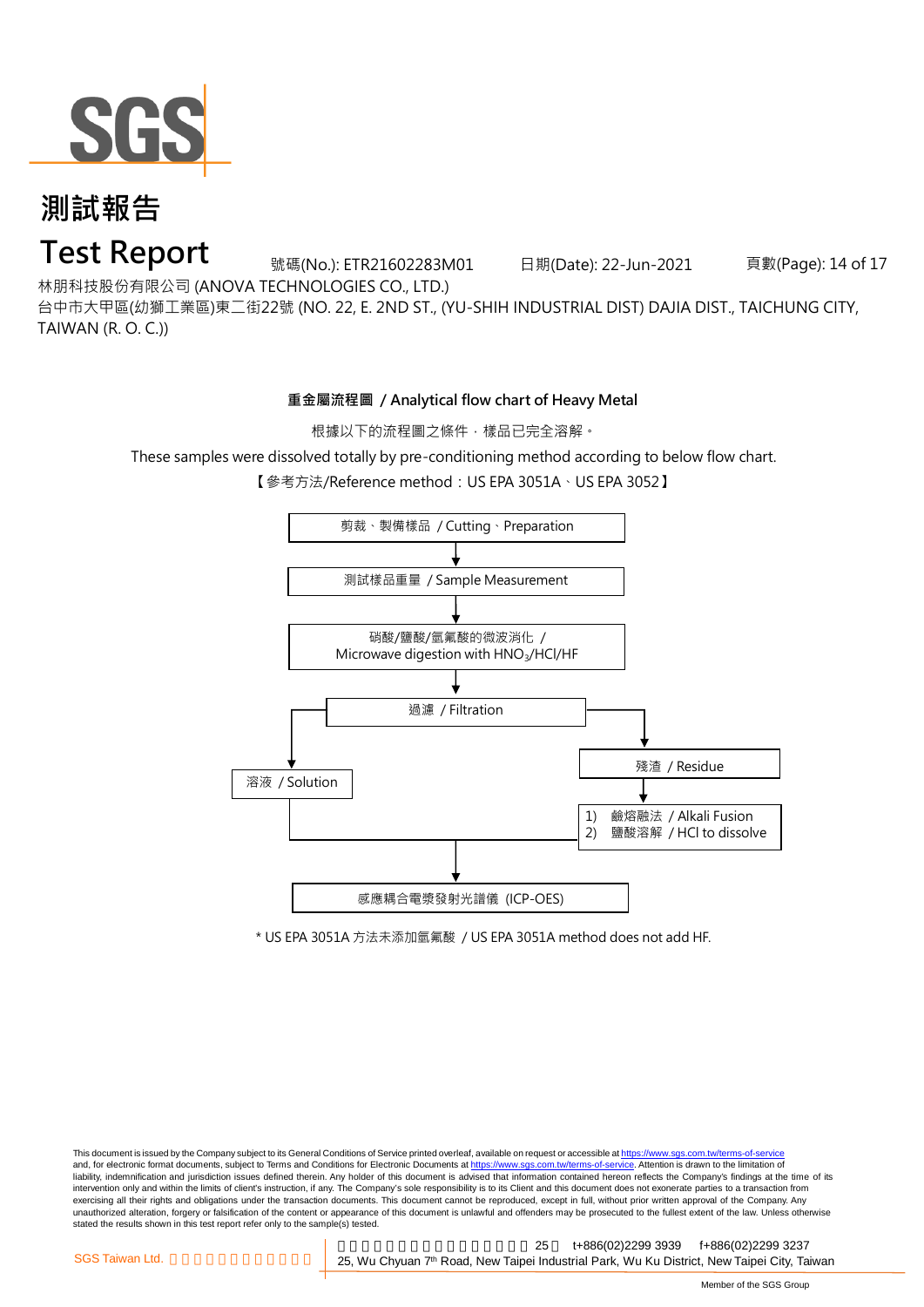# 測試報告

# Test Report

號碼(No.): ETR21602283M01　　日期(Date): 22-Jun-2021

林朋科技股份有限公司 (ANOVA TECHNOLOGIES CO., LTD.)

台中市大甲區(幼獅工業區)東二街22號 (NO. 22, E. 2ND ST., (YU-SHIH INDUSTRIAL DIST) DAJIA DIST., TAICHUNG CITY, TAIWAN (R. O. C.))

**重金屬流程圖 / Analytical flow chart of Heavy Metal**

根據以下的流程圖之條件，樣品已完全溶解。

These samples were dissolved totally by pre-conditioning method according to below flow chart.

【參考方法/Reference method：US EPA 3051A、US EPA 3052】

剪裁、製備樣品 / Cutting、Preparation

↓

測試樣品重量 / Sample Measurement

↓

硝酸/鹽酸/氫氟酸的微波消化 / Microwave digestion with $HNO_3$/HCl/HF

↓

過濾 / Filtration

- → 溶液 / Solution
- → 殘渣 / Residue
  - ↓
  - 1) 鹼熔融法 / Alkali Fusion
  - 2) 鹽酸溶解 / HCl to dissolve

↓

感應耦合電漿發射光譜儀 (ICP-OES)

\* US EPA 3051A 方法未添加氫氟酸 / US EPA 3051A method does not add HF.

This document is issued by the Company subject to its General Conditions of Service printed overleaf, available on request or accessible at https://www.sgs.com.tw/terms-of-service and, for electronic format documents, subject to Terms and Conditions for Electronic Documents at https://www.sgs.com.tw/terms-of-service. Attention is drawn to the limitation of liability, indemnification and jurisdiction issues defined therein. Any holder of this document is advised that information contained hereon reflects the Company's findings at the time of its intervention only and within the limits of client's instruction, if any. The Company's sole responsibility is to its Client and this document does not exonerate parties to a transaction from exercising all their rights and obligations under the transaction documents. This document cannot be reproduced, except in full, without prior written approval of the Company. Any unauthorized alteration, forgery or falsification of the content or appearance of this document is unlawful and offenders may be prosecuted to the fullest extent of the law. Unless otherwise stated the results shown in this test report refer only to the sample(s) tested.

SGS Taiwan Ltd.　25, Wu Chyuan 7th Road, New Taipei Industrial Park, Wu Ku District, New Taipei City, Taiwan　t+886(02)2299 3939　f+886(02)2299 3237

Member of the SGS Group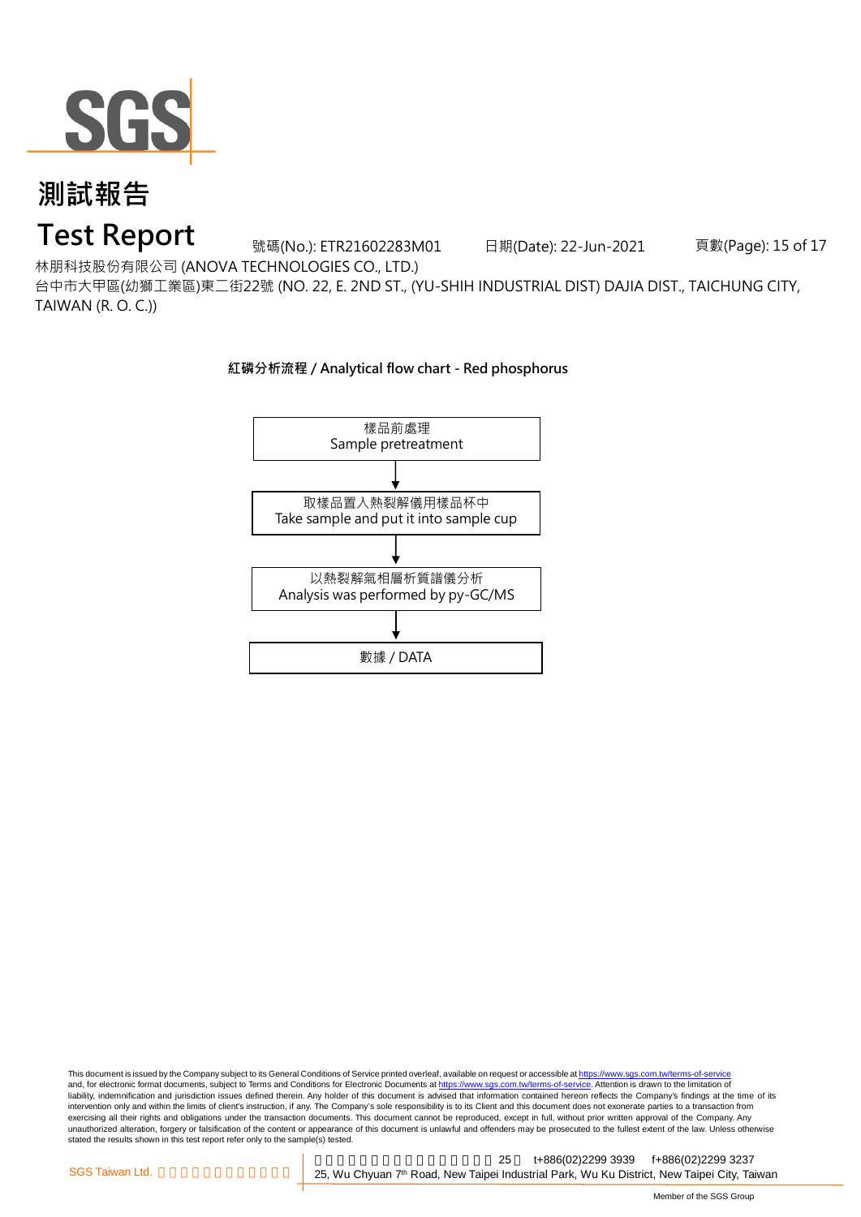# 測試報告

# Test Report

號碼(No.): ETR21602283M01 日期(Date): 22-Jun-2021

林朋科技股份有限公司 (ANOVA TECHNOLOGIES CO., LTD.)

台中市大甲區(幼獅工業區)東二街22號 (NO. 22, E. 2ND ST., (YU-SHIH INDUSTRIAL DIST) DAJIA DIST., TAICHUNG CITY, TAIWAN (R. O. C.))

**紅磷分析流程 / Analytical flow chart - Red phosphorus**

樣品前處理
Sample pretreatment

↓

取樣品置入熱裂解儀用樣品杯中
Take sample and put it into sample cup

↓

以熱裂解氣相層析質譜儀分析
Analysis was performed by py-GC/MS

↓

數據 / DATA

This document is issued by the Company subject to its General Conditions of Service printed overleaf, available on request or accessible at https://www.sgs.com.tw/terms-of-service and, for electronic format documents, subject to Terms and Conditions for Electronic Documents at https://www.sgs.com.tw/terms-of-service. Attention is drawn to the limitation of liability, indemnification and jurisdiction issues defined therein. Any holder of this document is advised that information contained hereon reflects the Company's findings at the time of its intervention only and within the limits of client's instruction, if any. The Company's sole responsibility is to its Client and this document does not exonerate parties to a transaction from exercising all their rights and obligations under the transaction documents. This document cannot be reproduced, except in full, without prior written approval of the Company. Any unauthorized alteration, forgery or falsification of the content or appearance of this document is unlawful and offenders may be prosecuted to the fullest extent of the law. Unless otherwise stated the results shown in this test report refer only to the sample(s) tested.

SGS Taiwan Ltd. | 25, Wu Chyuan 7th Road, New Taipei Industrial Park, Wu Ku District, New Taipei City, Taiwan | t+886(02)2299 3939 | f+886(02)2299 3237

Member of the SGS Group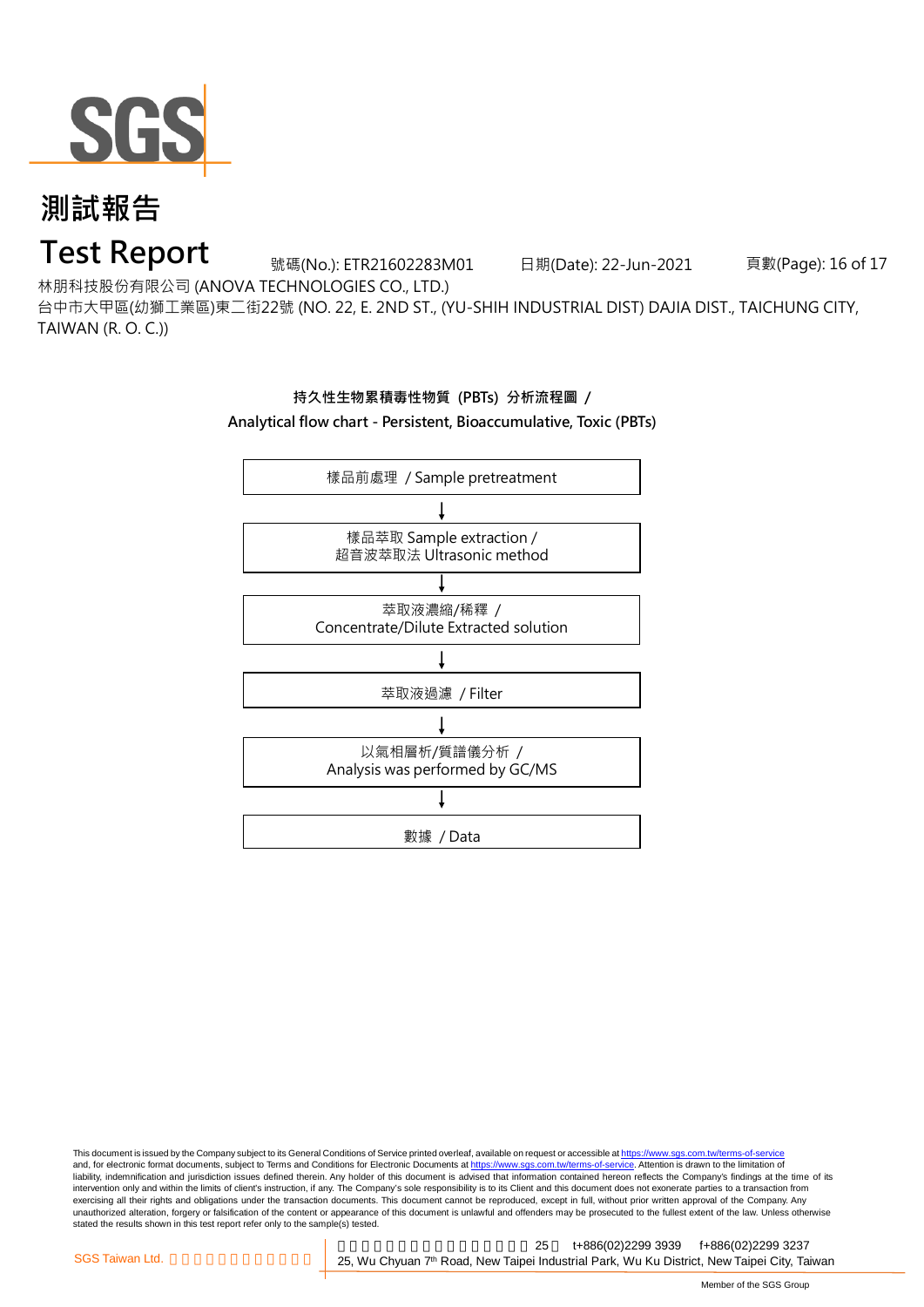# 測試報告

# Test Report

號碼(No.): ETR21602283M01　　日期(Date): 22-Jun-2021

林朋科技股份有限公司 (ANOVA TECHNOLOGIES CO., LTD.)

台中市大甲區(幼獅工業區)東二街22號 (NO. 22, E. 2ND ST., (YU-SHIH INDUSTRIAL DIST) DAJIA DIST., TAICHUNG CITY, TAIWAN (R. O. C.))

**持久性生物累積毒性物質 (PBTs) 分析流程圖 /**

**Analytical flow chart - Persistent, Bioaccumulative, Toxic (PBTs)**

樣品前處理 / Sample pretreatment

↓

樣品萃取 Sample extraction /
超音波萃取法 Ultrasonic method

↓

萃取液濃縮/稀釋 /
Concentrate/Dilute Extracted solution

↓

萃取液過濾 / Filter

↓

以氣相層析/質譜儀分析 /
Analysis was performed by GC/MS

↓

數據 / Data

This document is issued by the Company subject to its General Conditions of Service printed overleaf, available on request or accessible at https://www.sgs.com.tw/terms-of-service and, for electronic format documents, subject to Terms and Conditions for Electronic Documents at https://www.sgs.com.tw/terms-of-service. Attention is drawn to the limitation of liability, indemnification and jurisdiction issues defined therein. Any holder of this document is advised that information contained hereon reflects the Company's findings at the time of its intervention only and within the limits of client's instruction, if any. The Company's sole responsibility is to its Client and this document does not exonerate parties to a transaction from exercising all their rights and obligations under the transaction documents. This document cannot be reproduced, except in full, without prior written approval of the Company. Any unauthorized alteration, forgery or falsification of the content or appearance of this document is unlawful and offenders may be prosecuted to the fullest extent of the law. Unless otherwise stated the results shown in this test report refer only to the sample(s) tested.

SGS Taiwan Ltd.　25, Wu Chyuan 7th Road, New Taipei Industrial Park, Wu Ku District, New Taipei City, Taiwan　t+886(02)2299 3939　f+886(02)2299 3237

Member of the SGS Group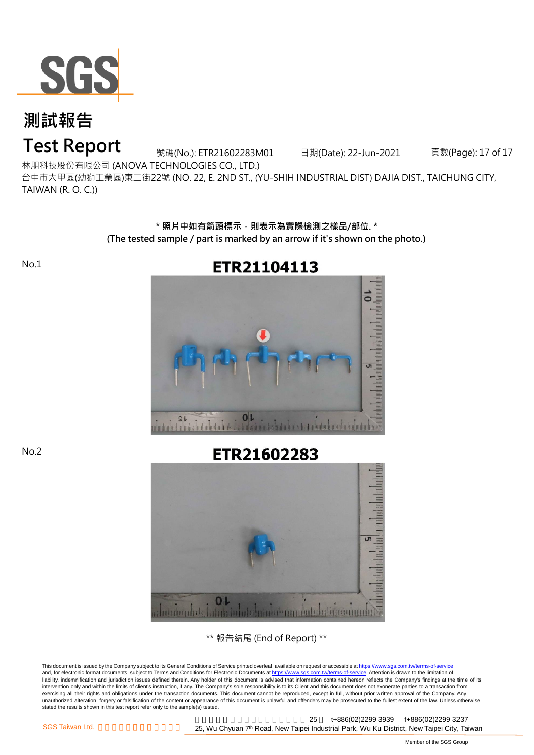# 測試報告

# Test Report

號碼(No.): ETR21602283M01　　日期(Date): 22-Jun-2021

林朋科技股份有限公司 (ANOVA TECHNOLOGIES CO., LTD.)

台中市大甲區(幼獅工業區)東二街22號 (NO. 22, E. 2ND ST., (YU-SHIH INDUSTRIAL DIST) DAJIA DIST., TAICHUNG CITY, TAIWAN (R. O. C.))

**\* 照片中如有箭頭標示，則表示為實際檢測之樣品/部位. \***

**(The tested sample / part is marked by an arrow if it's shown on the photo.)**

No.1

**ETR21104113**

No.2

**ETR21602283**

** 報告結尾 (End of Report) **

This document is issued by the Company subject to its General Conditions of Service printed overleaf, available on request or accessible at https://www.sgs.com.tw/terms-of-service and, for electronic format documents, subject to Terms and Conditions for Electronic Documents at https://www.sgs.com.tw/terms-of-service. Attention is drawn to the limitation of liability, indemnification and jurisdiction issues defined therein. Any holder of this document is advised that information contained hereon reflects the Company's findings at the time of its intervention only and within the limits of client's instruction, if any. The Company's sole responsibility is to its Client and this document does not exonerate parties to a transaction from exercising all their rights and obligations under the transaction documents. This document cannot be reproduced, except in full, without prior written approval of the Company. Any unauthorized alteration, forgery or falsification of the content or appearance of this document is unlawful and offenders may be prosecuted to the fullest extent of the law. Unless otherwise stated the results shown in this test report refer only to the sample(s) tested.

SGS Taiwan Ltd. | 25, Wu Chyuan 7th Road, New Taipei Industrial Park, Wu Ku District, New Taipei City, Taiwan t+886(02)2299 3939 f+886(02)2299 3237

Member of the SGS Group